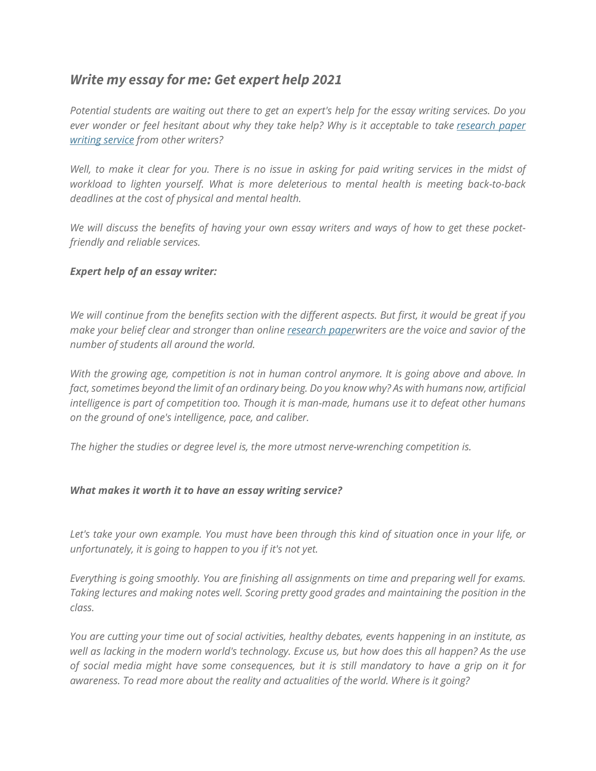## *Write my essay for me: Get expert help 2021*

*Potential students are waiting out there to get an expert's help for the essay writing services. Do you ever wonder or feel hesitant about why they take help? Why is it acceptable to take [research paper writing service]() from other writers?*

*Well, to make it clear for you. There is no issue in asking for paid writing services in the midst of workload to lighten yourself. What is more deleterious to mental health is meeting back-to-back deadlines at the cost of physical and mental health.*

*We will discuss the benefits of having your own essay writers and ways of how to get these pocket-friendly and reliable services.*

***Expert help of an essay writer:***

*We will continue from the benefits section with the different aspects. But first, it would be great if you make your belief clear and stronger than online [research paper]()writers are the voice and savior of the number of students all around the world.*

*With the growing age, competition is not in human control anymore. It is going above and above. In fact, sometimes beyond the limit of an ordinary being. Do you know why? As with humans now, artificial intelligence is part of competition too. Though it is man-made, humans use it to defeat other humans on the ground of one's intelligence, pace, and caliber.*

*The higher the studies or degree level is, the more utmost nerve-wrenching competition is.*

***What makes it worth it to have an essay writing service?***

*Let's take your own example. You must have been through this kind of situation once in your life, or unfortunately, it is going to happen to you if it's not yet.*

*Everything is going smoothly. You are finishing all assignments on time and preparing well for exams. Taking lectures and making notes well. Scoring pretty good grades and maintaining the position in the class.*

*You are cutting your time out of social activities, healthy debates, events happening in an institute, as well as lacking in the modern world's technology. Excuse us, but how does this all happen? As the use of social media might have some consequences, but it is still mandatory to have a grip on it for awareness. To read more about the reality and actualities of the world. Where is it going?*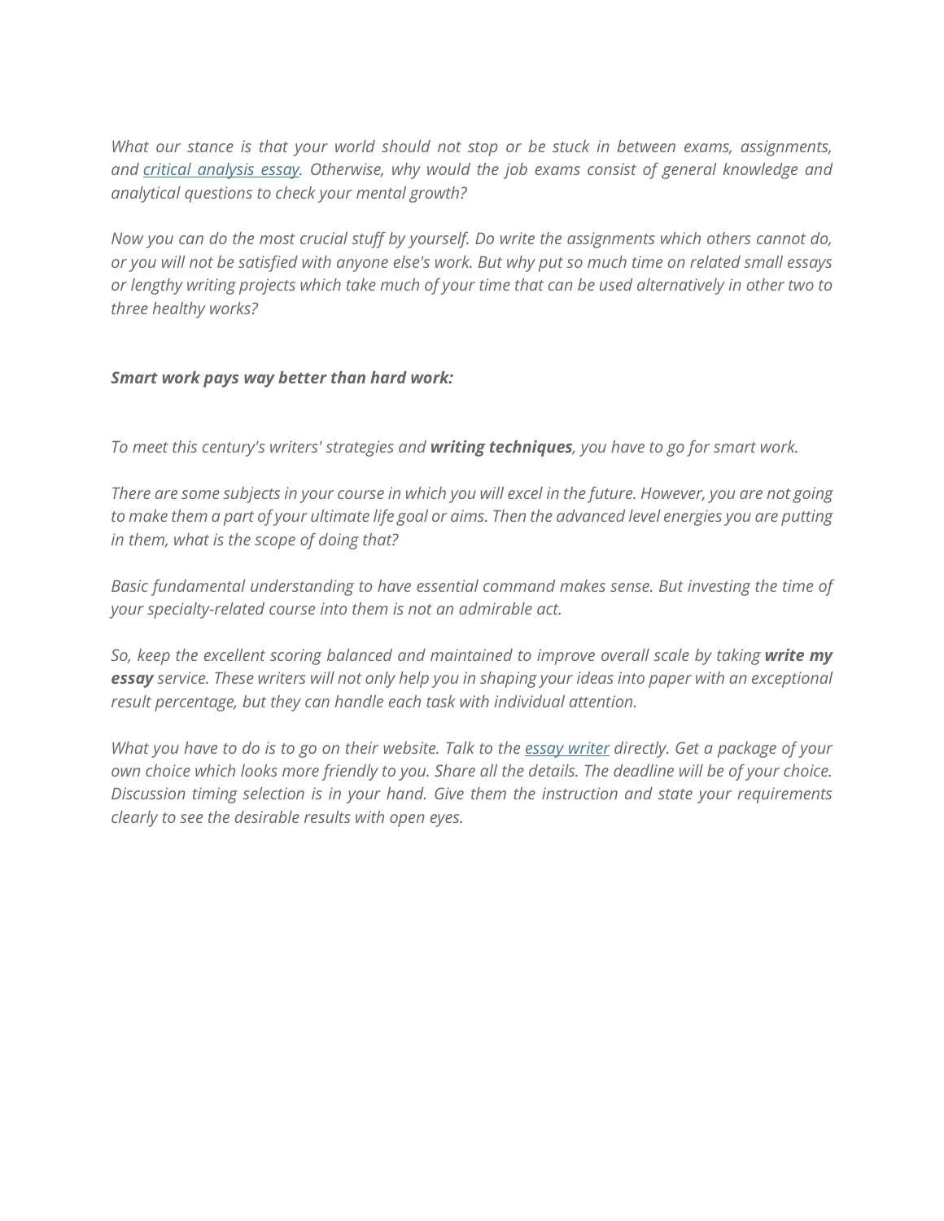*What our stance is that your world should not stop or be stuck in between exams, assignments, and [critical analysis essay](). Otherwise, why would the job exams consist of general knowledge and analytical questions to check your mental growth?*

*Now you can do the most crucial stuff by yourself. Do write the assignments which others cannot do, or you will not be satisfied with anyone else's work. But why put so much time on related small essays or lengthy writing projects which take much of your time that can be used alternatively in other two to three healthy works?*

***Smart work pays way better than hard work:***

*To meet this century's writers' strategies and **writing techniques**, you have to go for smart work.*

*There are some subjects in your course in which you will excel in the future. However, you are not going to make them a part of your ultimate life goal or aims. Then the advanced level energies you are putting in them, what is the scope of doing that?*

*Basic fundamental understanding to have essential command makes sense. But investing the time of your specialty-related course into them is not an admirable act.*

*So, keep the excellent scoring balanced and maintained to improve overall scale by taking **write my essay** service. These writers will not only help you in shaping your ideas into paper with an exceptional result percentage, but they can handle each task with individual attention.*

*What you have to do is to go on their website. Talk to the [essay writer]() directly. Get a package of your own choice which looks more friendly to you. Share all the details. The deadline will be of your choice. Discussion timing selection is in your hand. Give them the instruction and state your requirements clearly to see the desirable results with open eyes.*